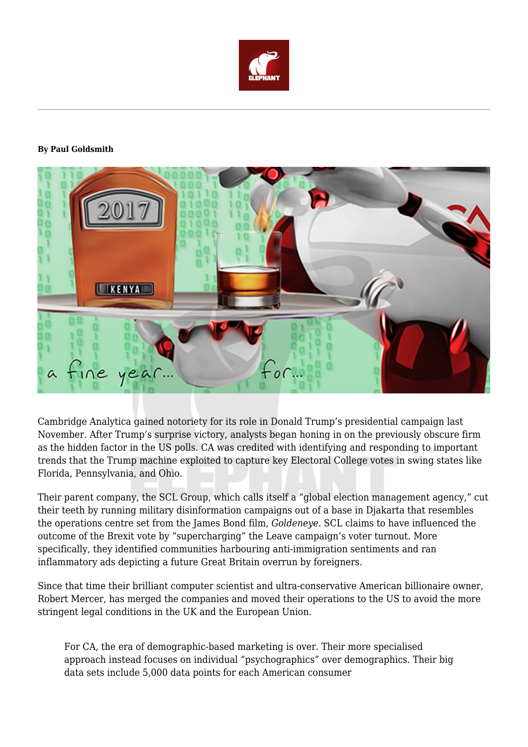**By Paul Goldsmith**

Cambridge Analytica gained notoriety for its role in Donald Trump's presidential campaign last November. After Trump's surprise victory, analysts began honing in on the previously obscure firm as the hidden factor in the US polls. CA was credited with identifying and responding to important trends that the Trump machine exploited to capture key Electoral College votes in swing states like Florida, Pennsylvania, and Ohio.

Their parent company, the SCL Group, which calls itself a "global election management agency," cut their teeth by running military disinformation campaigns out of a base in Djakarta that resembles the operations centre set from the James Bond film, *Goldeneye*. SCL claims to have influenced the outcome of the Brexit vote by "supercharging" the Leave campaign's voter turnout. More specifically, they identified communities harbouring anti-immigration sentiments and ran inflammatory ads depicting a future Great Britain overrun by foreigners.

Since that time their brilliant computer scientist and ultra-conservative American billionaire owner, Robert Mercer, has merged the companies and moved their operations to the US to avoid the more stringent legal conditions in the UK and the European Union.

> For CA, the era of demographic-based marketing is over. Their more specialised approach instead focuses on individual "psychographics" over demographics. Their big data sets include 5,000 data points for each American consumer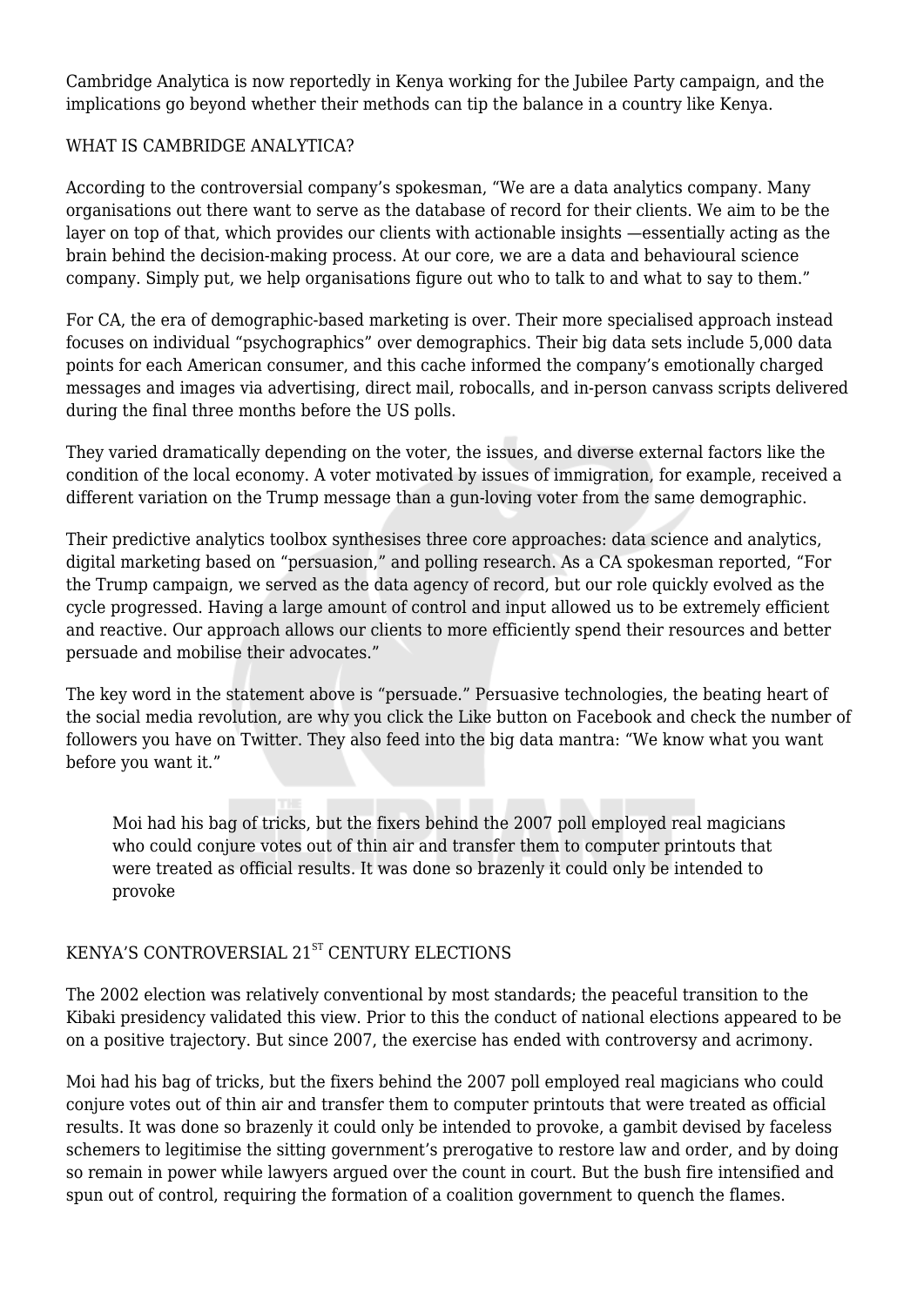Cambridge Analytica is now reportedly in Kenya working for the Jubilee Party campaign, and the implications go beyond whether their methods can tip the balance in a country like Kenya.

## WHAT IS CAMBRIDGE ANALYTICA?

According to the controversial company's spokesman, "We are a data analytics company. Many organisations out there want to serve as the database of record for their clients. We aim to be the layer on top of that, which provides our clients with actionable insights —essentially acting as the brain behind the decision-making process. At our core, we are a data and behavioural science company. Simply put, we help organisations figure out who to talk to and what to say to them."

For CA, the era of demographic-based marketing is over. Their more specialised approach instead focuses on individual "psychographics" over demographics. Their big data sets include 5,000 data points for each American consumer, and this cache informed the company's emotionally charged messages and images via advertising, direct mail, robocalls, and in-person canvass scripts delivered during the final three months before the US polls.

They varied dramatically depending on the voter, the issues, and diverse external factors like the condition of the local economy. A voter motivated by issues of immigration, for example, received a different variation on the Trump message than a gun-loving voter from the same demographic.

Their predictive analytics toolbox synthesises three core approaches: data science and analytics, digital marketing based on "persuasion," and polling research. As a CA spokesman reported, "For the Trump campaign, we served as the data agency of record, but our role quickly evolved as the cycle progressed. Having a large amount of control and input allowed us to be extremely efficient and reactive. Our approach allows our clients to more efficiently spend their resources and better persuade and mobilise their advocates."

The key word in the statement above is "persuade." Persuasive technologies, the beating heart of the social media revolution, are why you click the Like button on Facebook and check the number of followers you have on Twitter. They also feed into the big data mantra: "We know what you want before you want it."

> Moi had his bag of tricks, but the fixers behind the 2007 poll employed real magicians who could conjure votes out of thin air and transfer them to computer printouts that were treated as official results. It was done so brazenly it could only be intended to provoke

## KENYA'S CONTROVERSIAL 21ST CENTURY ELECTIONS

The 2002 election was relatively conventional by most standards; the peaceful transition to the Kibaki presidency validated this view. Prior to this the conduct of national elections appeared to be on a positive trajectory. But since 2007, the exercise has ended with controversy and acrimony.

Moi had his bag of tricks, but the fixers behind the 2007 poll employed real magicians who could conjure votes out of thin air and transfer them to computer printouts that were treated as official results. It was done so brazenly it could only be intended to provoke, a gambit devised by faceless schemers to legitimise the sitting government's prerogative to restore law and order, and by doing so remain in power while lawyers argued over the count in court. But the bush fire intensified and spun out of control, requiring the formation of a coalition government to quench the flames.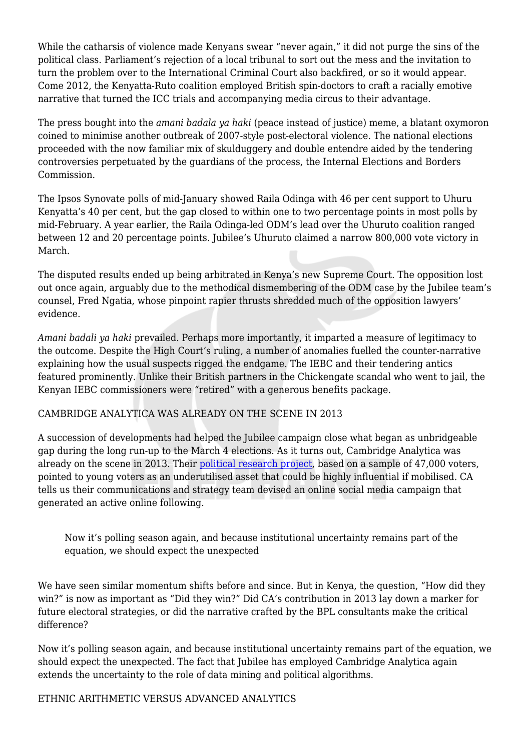While the catharsis of violence made Kenyans swear "never again," it did not purge the sins of the political class. Parliament's rejection of a local tribunal to sort out the mess and the invitation to turn the problem over to the International Criminal Court also backfired, or so it would appear. Come 2012, the Kenyatta-Ruto coalition employed British spin-doctors to craft a racially emotive narrative that turned the ICC trials and accompanying media circus to their advantage.

The press bought into the *amani badala ya haki* (peace instead of justice) meme, a blatant oxymoron coined to minimise another outbreak of 2007-style post-electoral violence. The national elections proceeded with the now familiar mix of skulduggery and double entendre aided by the tendering controversies perpetuated by the guardians of the process, the Internal Elections and Borders Commission.

The Ipsos Synovate polls of mid-January showed Raila Odinga with 46 per cent support to Uhuru Kenyatta's 40 per cent, but the gap closed to within one to two percentage points in most polls by mid-February. A year earlier, the Raila Odinga-led ODM's lead over the Uhuruto coalition ranged between 12 and 20 percentage points. Jubilee's Uhuruto claimed a narrow 800,000 vote victory in March.

The disputed results ended up being arbitrated in Kenya's new Supreme Court. The opposition lost out once again, arguably due to the methodical dismembering of the ODM case by the Jubilee team's counsel, Fred Ngatia, whose pinpoint rapier thrusts shredded much of the opposition lawyers' evidence.

*Amani badali ya haki* prevailed. Perhaps more importantly, it imparted a measure of legitimacy to the outcome. Despite the High Court's ruling, a number of anomalies fuelled the counter-narrative explaining how the usual suspects rigged the endgame. The IEBC and their tendering antics featured prominently. Unlike their British partners in the Chickengate scandal who went to jail, the Kenyan IEBC commissioners were "retired" with a generous benefits package.

## CAMBRIDGE ANALYTICA WAS ALREADY ON THE SCENE IN 2013

A succession of developments had helped the Jubilee campaign close what began as unbridgeable gap during the long run-up to the March 4 elections. As it turns out, Cambridge Analytica was already on the scene in 2013. Their political research project, based on a sample of 47,000 voters, pointed to young voters as an underutilised asset that could be highly influential if mobilised. CA tells us their communications and strategy team devised an online social media campaign that generated an active online following.

> Now it's polling season again, and because institutional uncertainty remains part of the equation, we should expect the unexpected

We have seen similar momentum shifts before and since. But in Kenya, the question, "How did they win?" is now as important as "Did they win?" Did CA's contribution in 2013 lay down a marker for future electoral strategies, or did the narrative crafted by the BPL consultants make the critical difference?

Now it's polling season again, and because institutional uncertainty remains part of the equation, we should expect the unexpected. The fact that Jubilee has employed Cambridge Analytica again extends the uncertainty to the role of data mining and political algorithms.

## ETHNIC ARITHMETIC VERSUS ADVANCED ANALYTICS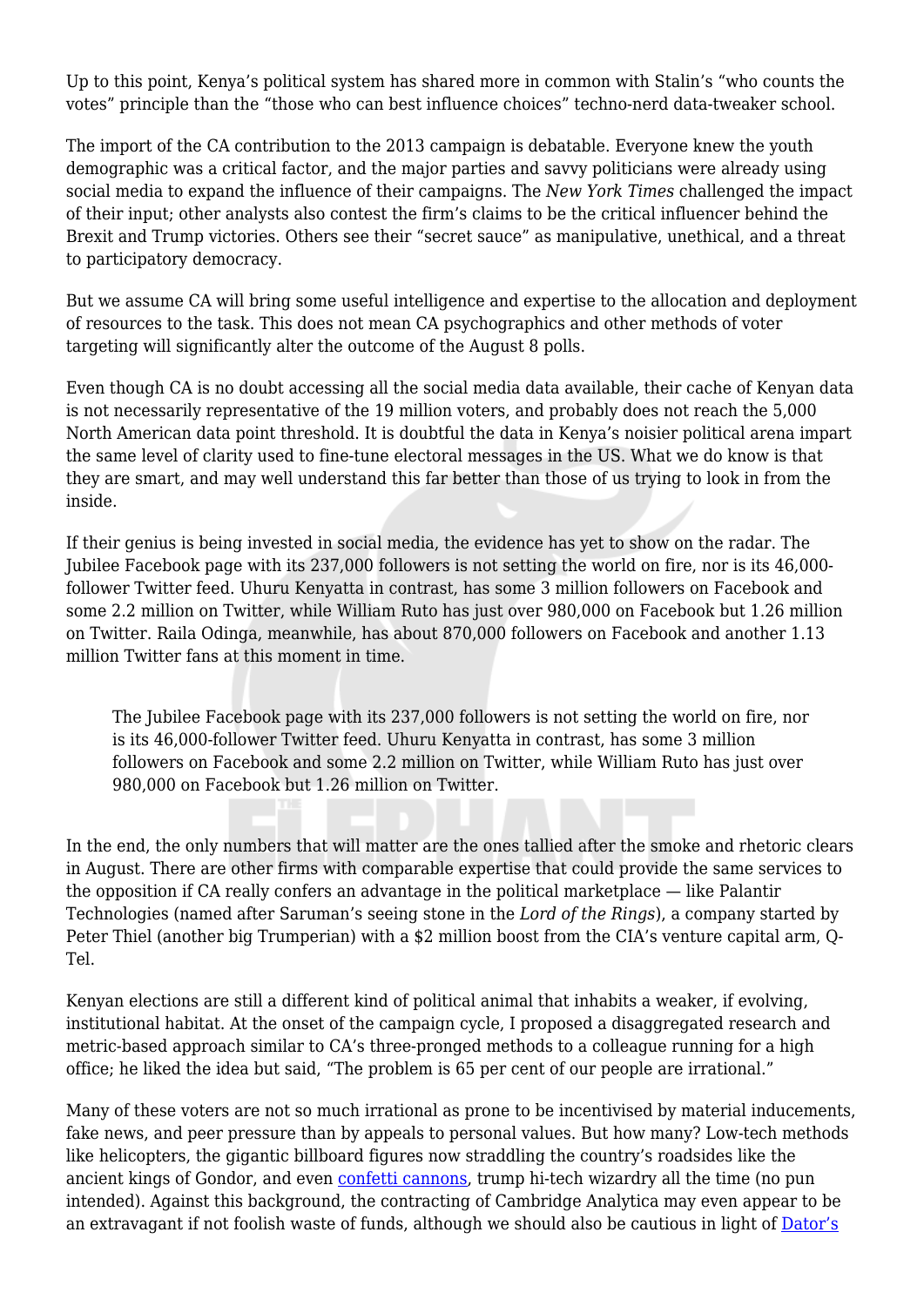Up to this point, Kenya's political system has shared more in common with Stalin's "who counts the votes" principle than the "those who can best influence choices" techno-nerd data-tweaker school.

The import of the CA contribution to the 2013 campaign is debatable. Everyone knew the youth demographic was a critical factor, and the major parties and savvy politicians were already using social media to expand the influence of their campaigns. The *New York Times* challenged the impact of their input; other analysts also contest the firm's claims to be the critical influencer behind the Brexit and Trump victories. Others see their "secret sauce" as manipulative, unethical, and a threat to participatory democracy.

But we assume CA will bring some useful intelligence and expertise to the allocation and deployment of resources to the task. This does not mean CA psychographics and other methods of voter targeting will significantly alter the outcome of the August 8 polls.

Even though CA is no doubt accessing all the social media data available, their cache of Kenyan data is not necessarily representative of the 19 million voters, and probably does not reach the 5,000 North American data point threshold. It is doubtful the data in Kenya's noisier political arena impart the same level of clarity used to fine-tune electoral messages in the US. What we do know is that they are smart, and may well understand this far better than those of us trying to look in from the inside.

If their genius is being invested in social media, the evidence has yet to show on the radar. The Jubilee Facebook page with its 237,000 followers is not setting the world on fire, nor is its 46,000-follower Twitter feed. Uhuru Kenyatta in contrast, has some 3 million followers on Facebook and some 2.2 million on Twitter, while William Ruto has just over 980,000 on Facebook but 1.26 million on Twitter. Raila Odinga, meanwhile, has about 870,000 followers on Facebook and another 1.13 million Twitter fans at this moment in time.

> The Jubilee Facebook page with its 237,000 followers is not setting the world on fire, nor is its 46,000-follower Twitter feed. Uhuru Kenyatta in contrast, has some 3 million followers on Facebook and some 2.2 million on Twitter, while William Ruto has just over 980,000 on Facebook but 1.26 million on Twitter.

In the end, the only numbers that will matter are the ones tallied after the smoke and rhetoric clears in August. There are other firms with comparable expertise that could provide the same services to the opposition if CA really confers an advantage in the political marketplace — like Palantir Technologies (named after Saruman's seeing stone in the *Lord of the Rings*), a company started by Peter Thiel (another big Trumperian) with a $2 million boost from the CIA's venture capital arm, Q-Tel.

Kenyan elections are still a different kind of political animal that inhabits a weaker, if evolving, institutional habitat. At the onset of the campaign cycle, I proposed a disaggregated research and metric-based approach similar to CA's three-pronged methods to a colleague running for a high office; he liked the idea but said, "The problem is 65 per cent of our people are irrational."

Many of these voters are not so much irrational as prone to be incentivised by material inducements, fake news, and peer pressure than by appeals to personal values. But how many? Low-tech methods like helicopters, the gigantic billboard figures now straddling the country's roadsides like the ancient kings of Gondor, and even confetti cannons, trump hi-tech wizardry all the time (no pun intended). Against this background, the contracting of Cambridge Analytica may even appear to be an extravagant if not foolish waste of funds, although we should also be cautious in light of Dator's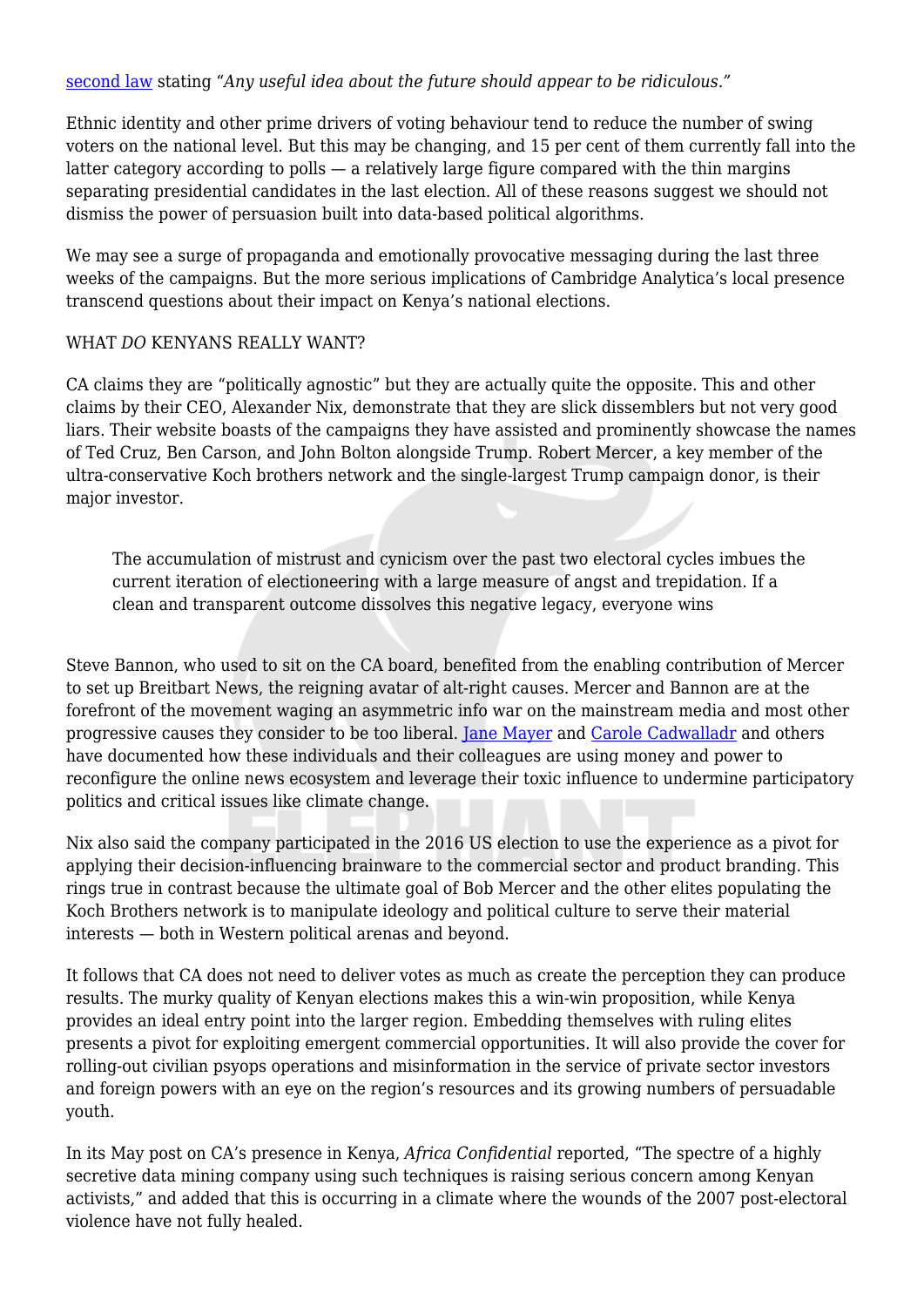second law stating *"Any useful idea about the future should appear to be ridiculous."*

Ethnic identity and other prime drivers of voting behaviour tend to reduce the number of swing voters on the national level. But this may be changing, and 15 per cent of them currently fall into the latter category according to polls — a relatively large figure compared with the thin margins separating presidential candidates in the last election. All of these reasons suggest we should not dismiss the power of persuasion built into data-based political algorithms.

We may see a surge of propaganda and emotionally provocative messaging during the last three weeks of the campaigns. But the more serious implications of Cambridge Analytica's local presence transcend questions about their impact on Kenya's national elections.

WHAT *DO* KENYANS REALLY WANT?

CA claims they are "politically agnostic" but they are actually quite the opposite. This and other claims by their CEO, Alexander Nix, demonstrate that they are slick dissemblers but not very good liars. Their website boasts of the campaigns they have assisted and prominently showcase the names of Ted Cruz, Ben Carson, and John Bolton alongside Trump. Robert Mercer, a key member of the ultra-conservative Koch brothers network and the single-largest Trump campaign donor, is their major investor.

> The accumulation of mistrust and cynicism over the past two electoral cycles imbues the current iteration of electioneering with a large measure of angst and trepidation. If a clean and transparent outcome dissolves this negative legacy, everyone wins

Steve Bannon, who used to sit on the CA board, benefited from the enabling contribution of Mercer to set up Breitbart News, the reigning avatar of alt-right causes. Mercer and Bannon are at the forefront of the movement waging an asymmetric info war on the mainstream media and most other progressive causes they consider to be too liberal. Jane Mayer and Carole Cadwalladr and others have documented how these individuals and their colleagues are using money and power to reconfigure the online news ecosystem and leverage their toxic influence to undermine participatory politics and critical issues like climate change.

Nix also said the company participated in the 2016 US election to use the experience as a pivot for applying their decision-influencing brainware to the commercial sector and product branding. This rings true in contrast because the ultimate goal of Bob Mercer and the other elites populating the Koch Brothers network is to manipulate ideology and political culture to serve their material interests — both in Western political arenas and beyond.

It follows that CA does not need to deliver votes as much as create the perception they can produce results. The murky quality of Kenyan elections makes this a win-win proposition, while Kenya provides an ideal entry point into the larger region. Embedding themselves with ruling elites presents a pivot for exploiting emergent commercial opportunities. It will also provide the cover for rolling-out civilian psyops operations and misinformation in the service of private sector investors and foreign powers with an eye on the region's resources and its growing numbers of persuadable youth.

In its May post on CA's presence in Kenya, *Africa Confidential* reported, "The spectre of a highly secretive data mining company using such techniques is raising serious concern among Kenyan activists," and added that this is occurring in a climate where the wounds of the 2007 post-electoral violence have not fully healed.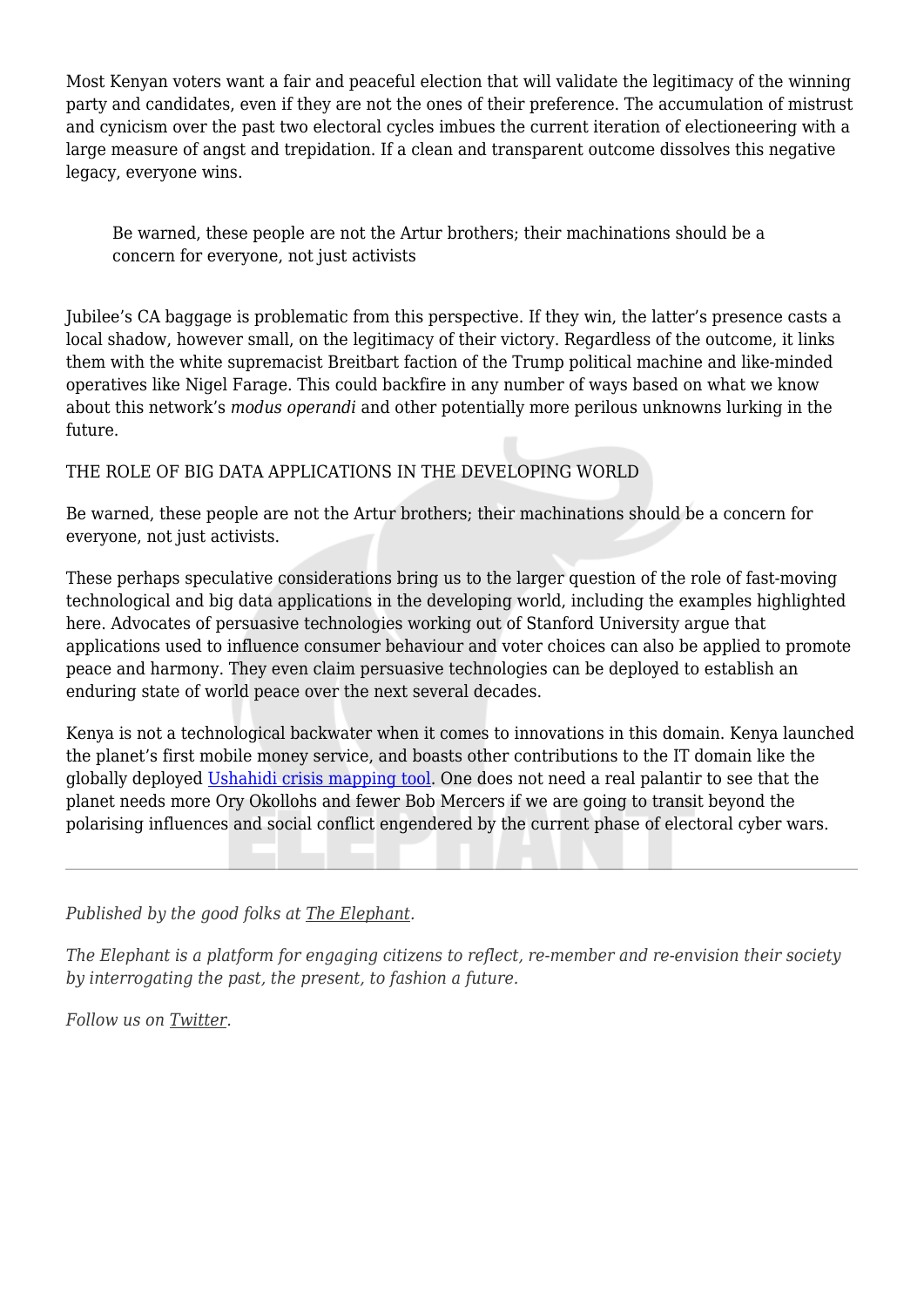Most Kenyan voters want a fair and peaceful election that will validate the legitimacy of the winning party and candidates, even if they are not the ones of their preference. The accumulation of mistrust and cynicism over the past two electoral cycles imbues the current iteration of electioneering with a large measure of angst and trepidation. If a clean and transparent outcome dissolves this negative legacy, everyone wins.

> Be warned, these people are not the Artur brothers; their machinations should be a concern for everyone, not just activists

Jubilee's CA baggage is problematic from this perspective. If they win, the latter's presence casts a local shadow, however small, on the legitimacy of their victory. Regardless of the outcome, it links them with the white supremacist Breitbart faction of the Trump political machine and like-minded operatives like Nigel Farage. This could backfire in any number of ways based on what we know about this network's *modus operandi* and other potentially more perilous unknowns lurking in the future.

THE ROLE OF BIG DATA APPLICATIONS IN THE DEVELOPING WORLD

Be warned, these people are not the Artur brothers; their machinations should be a concern for everyone, not just activists.

These perhaps speculative considerations bring us to the larger question of the role of fast-moving technological and big data applications in the developing world, including the examples highlighted here. Advocates of persuasive technologies working out of Stanford University argue that applications used to influence consumer behaviour and voter choices can also be applied to promote peace and harmony. They even claim persuasive technologies can be deployed to establish an enduring state of world peace over the next several decades.

Kenya is not a technological backwater when it comes to innovations in this domain. Kenya launched the planet's first mobile money service, and boasts other contributions to the IT domain like the globally deployed Ushahidi crisis mapping tool. One does not need a real palantir to see that the planet needs more Ory Okollohs and fewer Bob Mercers if we are going to transit beyond the polarising influences and social conflict engendered by the current phase of electoral cyber wars.

---

*Published by the good folks at The Elephant.*

*The Elephant is a platform for engaging citizens to reflect, re-member and re-envision their society by interrogating the past, the present, to fashion a future.*

*Follow us on Twitter.*